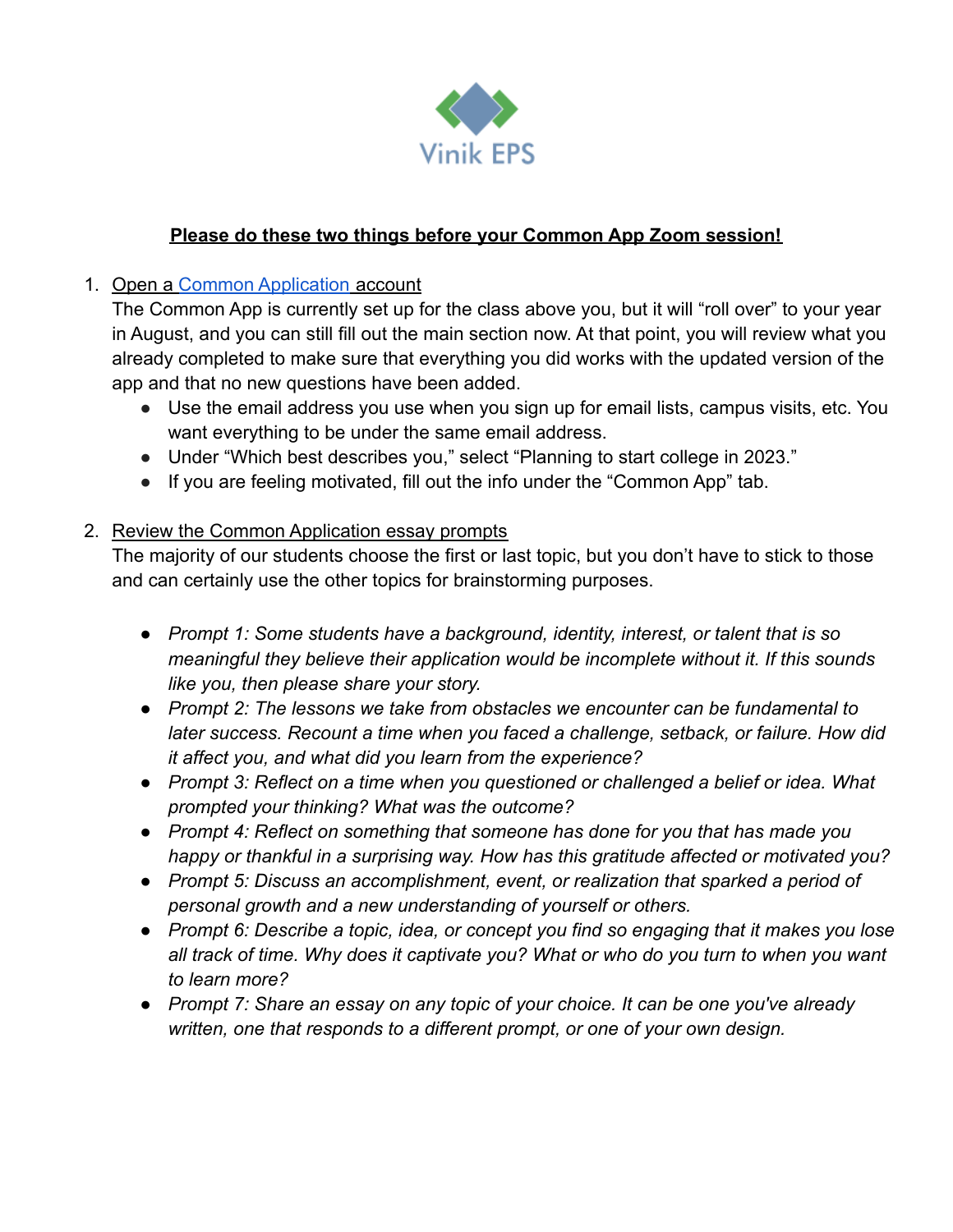Vinik EPS

**Please do these two things before your Common App Zoom session!**

1. Open a Common Application account
   The Common App is currently set up for the class above you, but it will "roll over" to your year in August, and you can still fill out the main section now. At that point, you will review what you already completed to make sure that everything you did works with the updated version of the app and that no new questions have been added.
   - Use the email address you use when you sign up for email lists, campus visits, etc. You want everything to be under the same email address.
   - Under "Which best describes you," select "Planning to start college in 2023."
   - If you are feeling motivated, fill out the info under the "Common App" tab.

2. Review the Common Application essay prompts
   The majority of our students choose the first or last topic, but you don't have to stick to those and can certainly use the other topics for brainstorming purposes.

   - *Prompt 1: Some students have a background, identity, interest, or talent that is so meaningful they believe their application would be incomplete without it. If this sounds like you, then please share your story.*
   - *Prompt 2: The lessons we take from obstacles we encounter can be fundamental to later success. Recount a time when you faced a challenge, setback, or failure. How did it affect you, and what did you learn from the experience?*
   - *Prompt 3: Reflect on a time when you questioned or challenged a belief or idea. What prompted your thinking? What was the outcome?*
   - *Prompt 4: Reflect on something that someone has done for you that has made you happy or thankful in a surprising way. How has this gratitude affected or motivated you?*
   - *Prompt 5: Discuss an accomplishment, event, or realization that sparked a period of personal growth and a new understanding of yourself or others.*
   - *Prompt 6: Describe a topic, idea, or concept you find so engaging that it makes you lose all track of time. Why does it captivate you? What or who do you turn to when you want to learn more?*
   - *Prompt 7: Share an essay on any topic of your choice. It can be one you've already written, one that responds to a different prompt, or one of your own design.*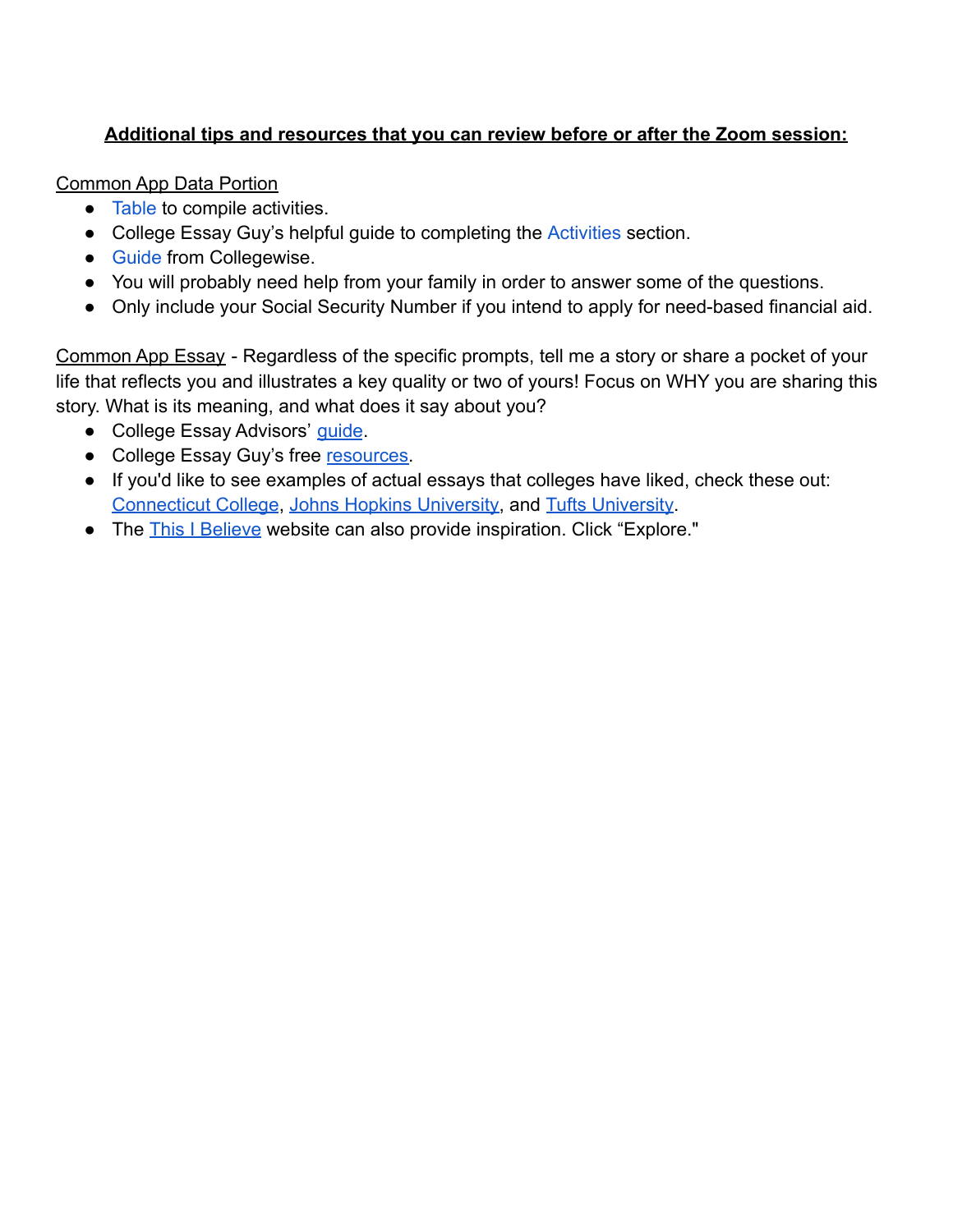**Additional tips and resources that you can review before or after the Zoom session:**

Common App Data Portion

- Table to compile activities.
- College Essay Guy's helpful guide to completing the Activities section.
- Guide from Collegewise.
- You will probably need help from your family in order to answer some of the questions.
- Only include your Social Security Number if you intend to apply for need-based financial aid.

Common App Essay - Regardless of the specific prompts, tell me a story or share a pocket of your life that reflects you and illustrates a key quality or two of yours! Focus on WHY you are sharing this story. What is its meaning, and what does it say about you?

- College Essay Advisors' guide.
- College Essay Guy's free resources.
- If you'd like to see examples of actual essays that colleges have liked, check these out: Connecticut College, Johns Hopkins University, and Tufts University.
- The This I Believe website can also provide inspiration. Click "Explore."